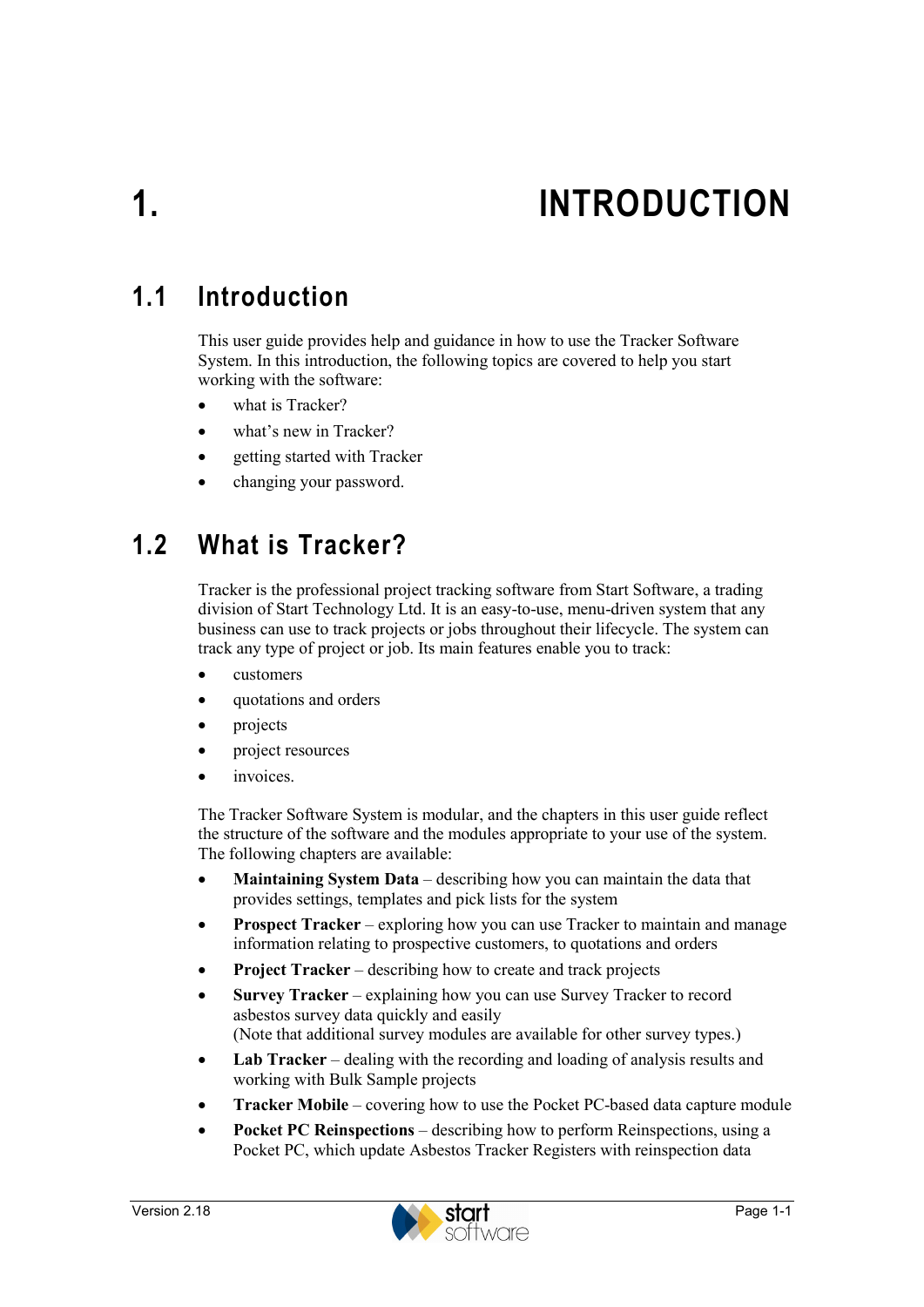# 1. INTRODUCTION

## 1.1 Introduction

This user guide provides help and guidance in how to use the Tracker Software System. In this introduction, the following topics are covered to help you start working with the software:

- what is Tracker?
- what's new in Tracker?
- getting started with Tracker
- changing your password.

## 1.2 What is Tracker?

Tracker is the professional project tracking software from Start Software, a trading division of Start Technology Ltd. It is an easy-to-use, menu-driven system that any business can use to track projects or jobs throughout their lifecycle. The system can track any type of project or job. Its main features enable you to track:

- customers
- quotations and orders
- projects
- project resources
- invoices.

The Tracker Software System is modular, and the chapters in this user guide reflect the structure of the software and the modules appropriate to your use of the system. The following chapters are available:

- **Maintaining System Data** – describing how you can maintain the data that provides settings, templates and pick lists for the system
- **Prospect Tracker** – exploring how you can use Tracker to maintain and manage information relating to prospective customers, to quotations and orders
- **Project Tracker** – describing how to create and track projects
- **Survey Tracker** – explaining how you can use Survey Tracker to record asbestos survey data quickly and easily
  (Note that additional survey modules are available for other survey types.)
- **Lab Tracker** – dealing with the recording and loading of analysis results and working with Bulk Sample projects
- **Tracker Mobile** – covering how to use the Pocket PC-based data capture module
- **Pocket PC Reinspections** – describing how to perform Reinspections, using a Pocket PC, which update Asbestos Tracker Registers with reinspection data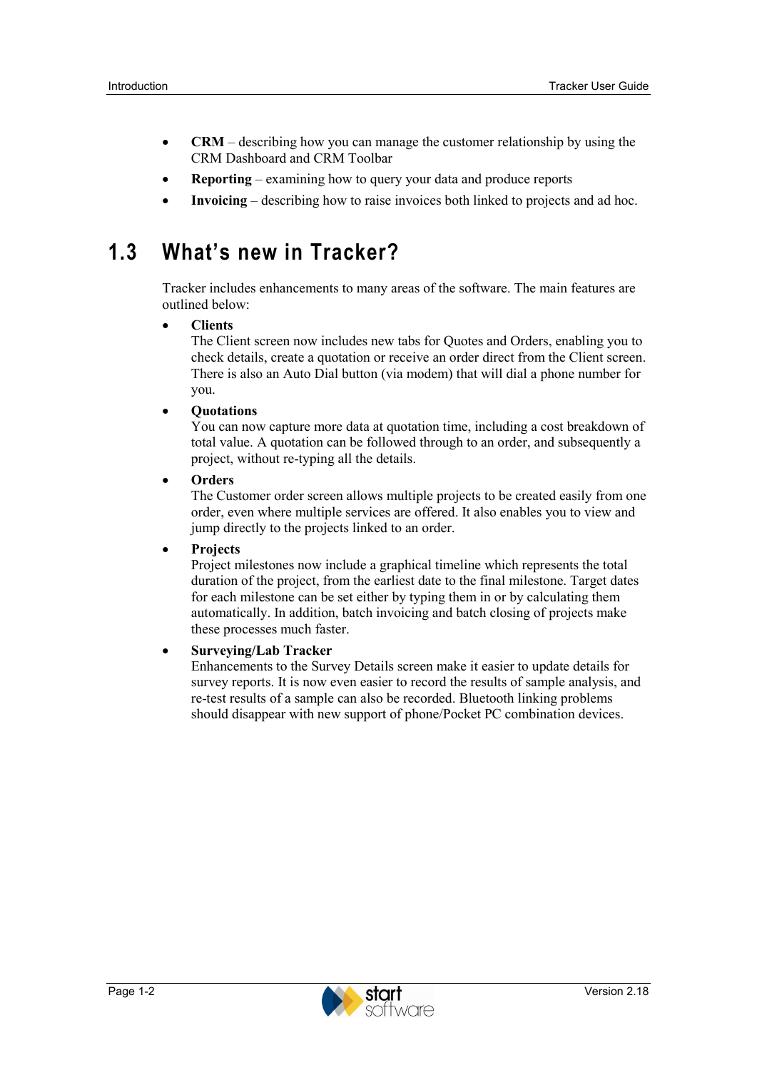- **CRM** – describing how you can manage the customer relationship by using the CRM Dashboard and CRM Toolbar
- **Reporting** – examining how to query your data and produce reports
- **Invoicing** – describing how to raise invoices both linked to projects and ad hoc.

## 1.3 What's new in Tracker?

Tracker includes enhancements to many areas of the software. The main features are outlined below:

- **Clients**
  The Client screen now includes new tabs for Quotes and Orders, enabling you to check details, create a quotation or receive an order direct from the Client screen. There is also an Auto Dial button (via modem) that will dial a phone number for you.
- **Quotations**
  You can now capture more data at quotation time, including a cost breakdown of total value. A quotation can be followed through to an order, and subsequently a project, without re-typing all the details.
- **Orders**
  The Customer order screen allows multiple projects to be created easily from one order, even where multiple services are offered. It also enables you to view and jump directly to the projects linked to an order.
- **Projects**
  Project milestones now include a graphical timeline which represents the total duration of the project, from the earliest date to the final milestone. Target dates for each milestone can be set either by typing them in or by calculating them automatically. In addition, batch invoicing and batch closing of projects make these processes much faster.
- **Surveying/Lab Tracker**
  Enhancements to the Survey Details screen make it easier to update details for survey reports. It is now even easier to record the results of sample analysis, and re-test results of a sample can also be recorded. Bluetooth linking problems should disappear with new support of phone/Pocket PC combination devices.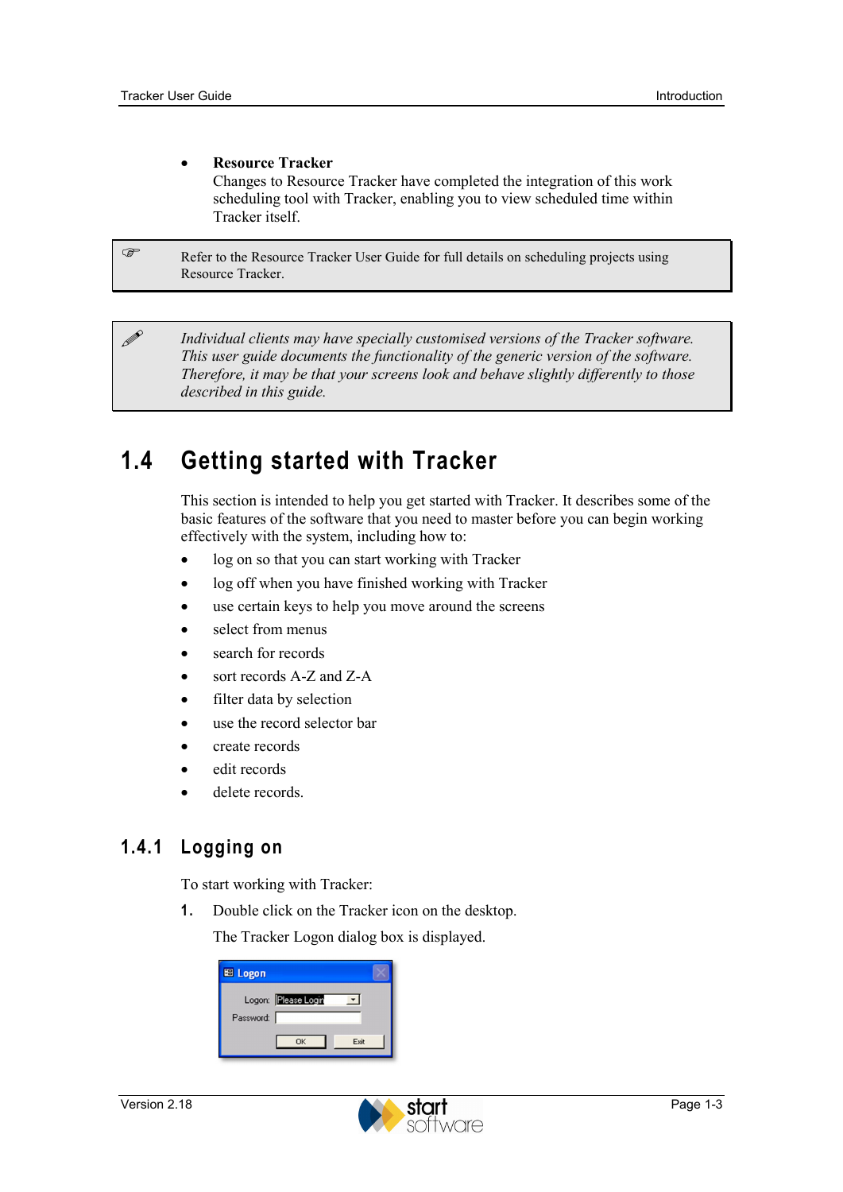- **Resource Tracker**
  Changes to Resource Tracker have completed the integration of this work scheduling tool with Tracker, enabling you to view scheduled time within Tracker itself.

> Refer to the Resource Tracker User Guide for full details on scheduling projects using Resource Tracker.

> *Individual clients may have specially customised versions of the Tracker software. This user guide documents the functionality of the generic version of the software. Therefore, it may be that your screens look and behave slightly differently to those described in this guide.*

## 1.4 Getting started with Tracker

This section is intended to help you get started with Tracker. It describes some of the basic features of the software that you need to master before you can begin working effectively with the system, including how to:

- log on so that you can start working with Tracker
- log off when you have finished working with Tracker
- use certain keys to help you move around the screens
- select from menus
- search for records
- sort records A-Z and Z-A
- filter data by selection
- use the record selector bar
- create records
- edit records
- delete records.

### 1.4.1 Logging on

To start working with Tracker:

1. Double click on the Tracker icon on the desktop.

   The Tracker Logon dialog box is displayed.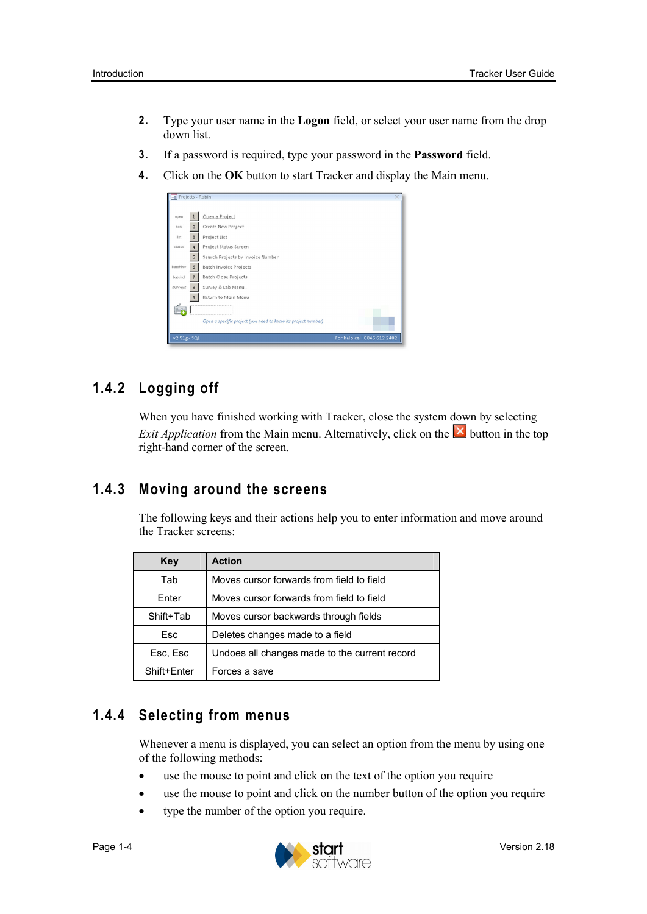2. Type your user name in the **Logon** field, or select your user name from the drop down list.
3. If a password is required, type your password in the **Password** field.
4. Click on the **OK** button to start Tracker and display the Main menu.

## 1.4.2 Logging off

When you have finished working with Tracker, close the system down by selecting *Exit Application* from the Main menu. Alternatively, click on the button in the top right-hand corner of the screen.

## 1.4.3 Moving around the screens

The following keys and their actions help you to enter information and move around the Tracker screens:

| Key | Action |
|---|---|
| Tab | Moves cursor forwards from field to field |
| Enter | Moves cursor forwards from field to field |
| Shift+Tab | Moves cursor backwards through fields |
| Esc | Deletes changes made to a field |
| Esc, Esc | Undoes all changes made to the current record |
| Shift+Enter | Forces a save |

## 1.4.4 Selecting from menus

Whenever a menu is displayed, you can select an option from the menu by using one of the following methods:

- use the mouse to point and click on the text of the option you require
- use the mouse to point and click on the number button of the option you require
- type the number of the option you require.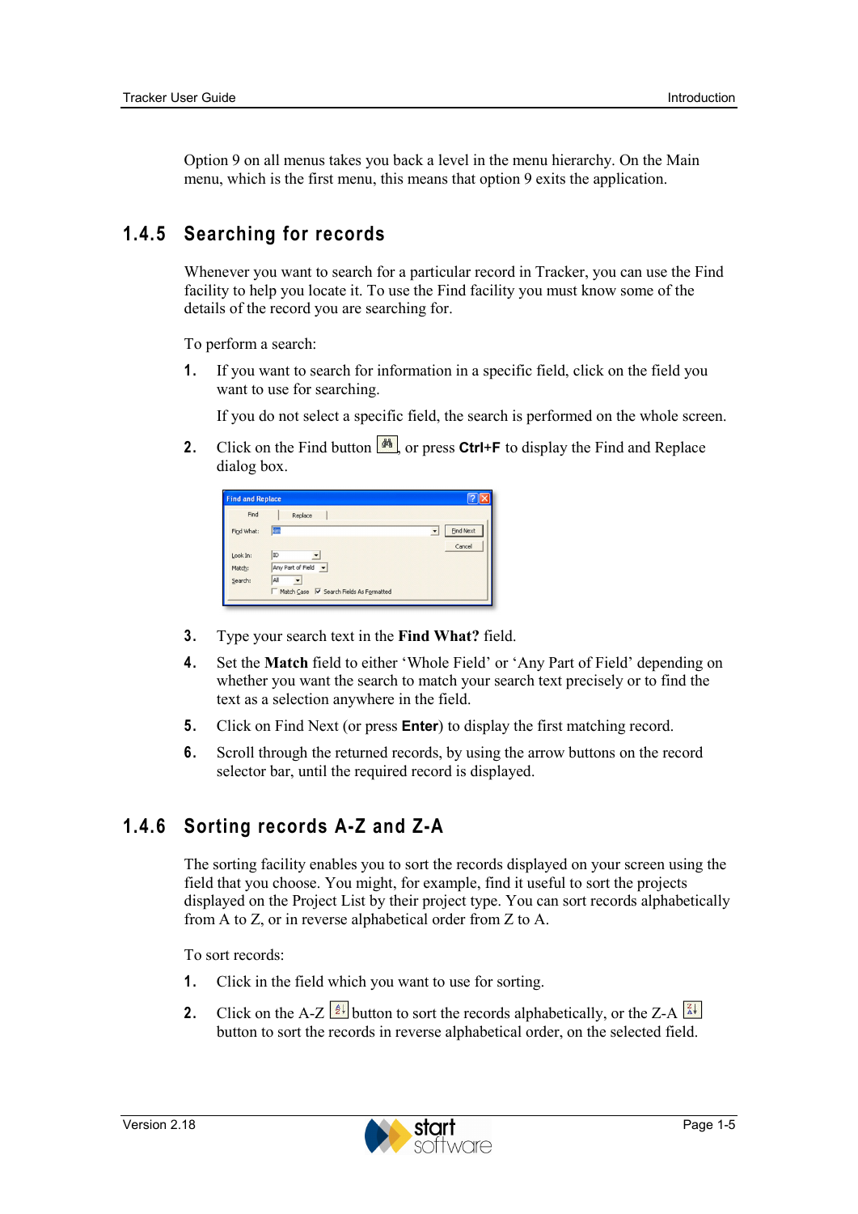Option 9 on all menus takes you back a level in the menu hierarchy. On the Main menu, which is the first menu, this means that option 9 exits the application.

### 1.4.5 Searching for records

Whenever you want to search for a particular record in Tracker, you can use the Find facility to help you locate it. To use the Find facility you must know some of the details of the record you are searching for.

To perform a search:

1. If you want to search for information in a specific field, click on the field you want to use for searching.

   If you do not select a specific field, the search is performed on the whole screen.

2. Click on the Find button, or press **Ctrl+F** to display the Find and Replace dialog box.

3. Type your search text in the **Find What?** field.

4. Set the **Match** field to either 'Whole Field' or 'Any Part of Field' depending on whether you want the search to match your search text precisely or to find the text as a selection anywhere in the field.

5. Click on Find Next (or press **Enter**) to display the first matching record.

6. Scroll through the returned records, by using the arrow buttons on the record selector bar, until the required record is displayed.

### 1.4.6 Sorting records A-Z and Z-A

The sorting facility enables you to sort the records displayed on your screen using the field that you choose. You might, for example, find it useful to sort the projects displayed on the Project List by their project type. You can sort records alphabetically from A to Z, or in reverse alphabetical order from Z to A.

To sort records:

1. Click in the field which you want to use for sorting.

2. Click on the A-Z button to sort the records alphabetically, or the Z-A button to sort the records in reverse alphabetical order, on the selected field.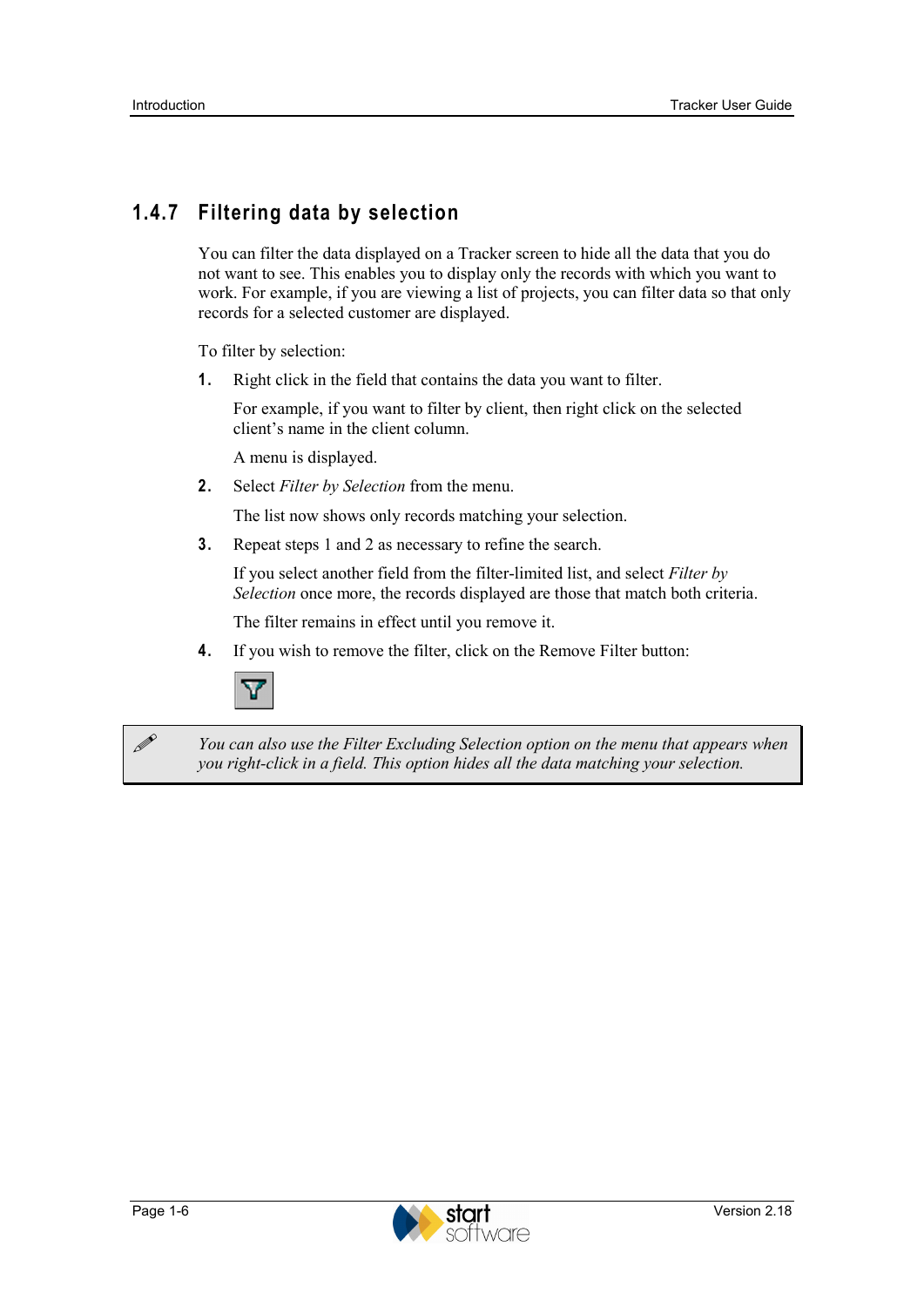### 1.4.7 Filtering data by selection

You can filter the data displayed on a Tracker screen to hide all the data that you do not want to see. This enables you to display only the records with which you want to work. For example, if you are viewing a list of projects, you can filter data so that only records for a selected customer are displayed.

To filter by selection:

1. Right click in the field that contains the data you want to filter.

   For example, if you want to filter by client, then right click on the selected client's name in the client column.

   A menu is displayed.

2. Select *Filter by Selection* from the menu.

   The list now shows only records matching your selection.

3. Repeat steps 1 and 2 as necessary to refine the search.

   If you select another field from the filter-limited list, and select *Filter by Selection* once more, the records displayed are those that match both criteria.

   The filter remains in effect until you remove it.

4. If you wish to remove the filter, click on the Remove Filter button:

> *You can also use the Filter Excluding Selection option on the menu that appears when you right-click in a field. This option hides all the data matching your selection.*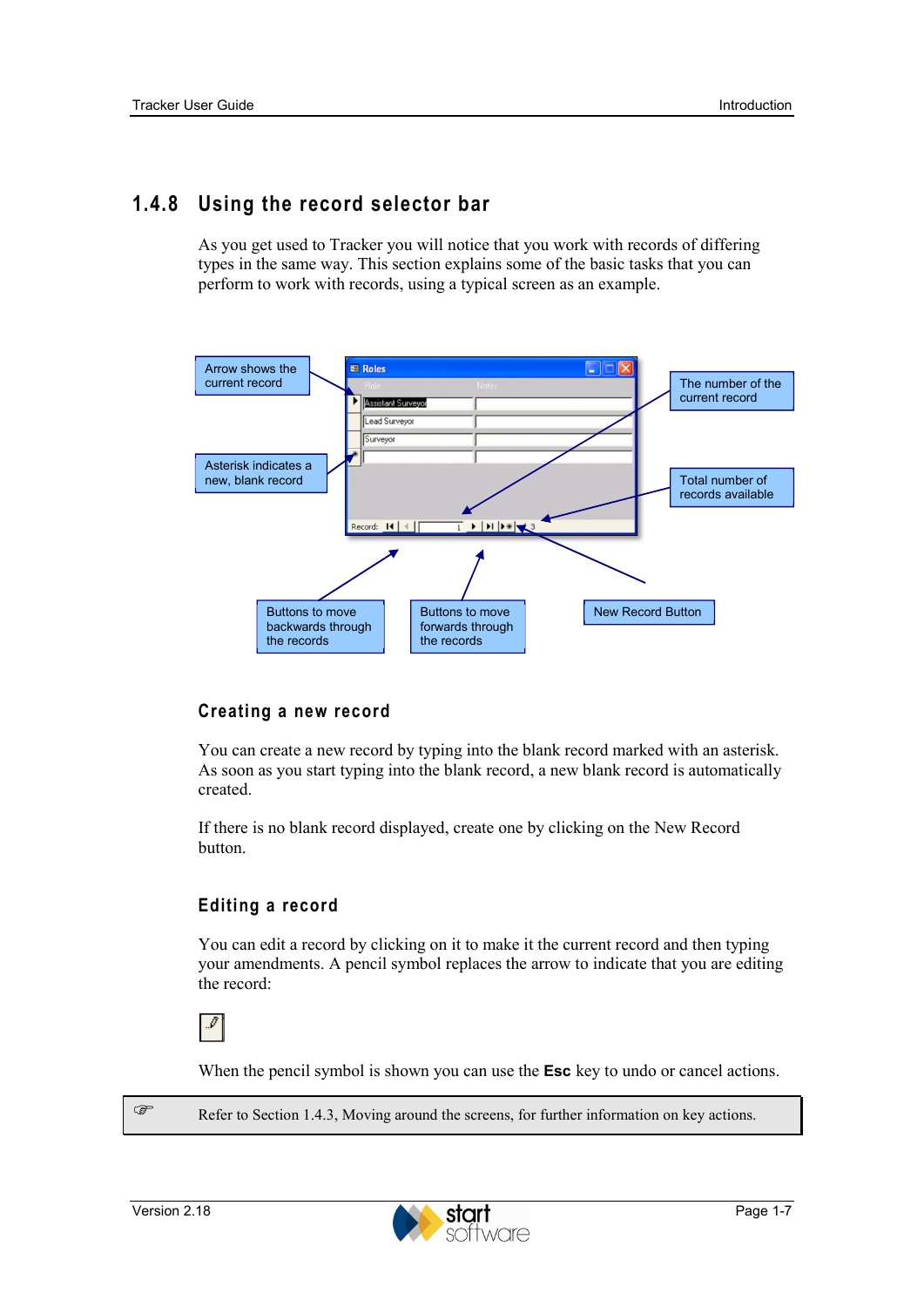## 1.4.8 Using the record selector bar

As you get used to Tracker you will notice that you work with records of differing types in the same way. This section explains some of the basic tasks that you can perform to work with records, using a typical screen as an example.

Arrow shows the current record

Asterisk indicates a new, blank record

The number of the current record

Total number of records available

Buttons to move backwards through the records

Buttons to move forwards through the records

New Record Button

### Creating a new record

You can create a new record by typing into the blank record marked with an asterisk. As soon as you start typing into the blank record, a new blank record is automatically created.

If there is no blank record displayed, create one by clicking on the New Record button.

### Editing a record

You can edit a record by clicking on it to make it the current record and then typing your amendments. A pencil symbol replaces the arrow to indicate that you are editing the record:

When the pencil symbol is shown you can use the **Esc** key to undo or cancel actions.

Refer to Section 1.4.3, Moving around the screens, for further information on key actions.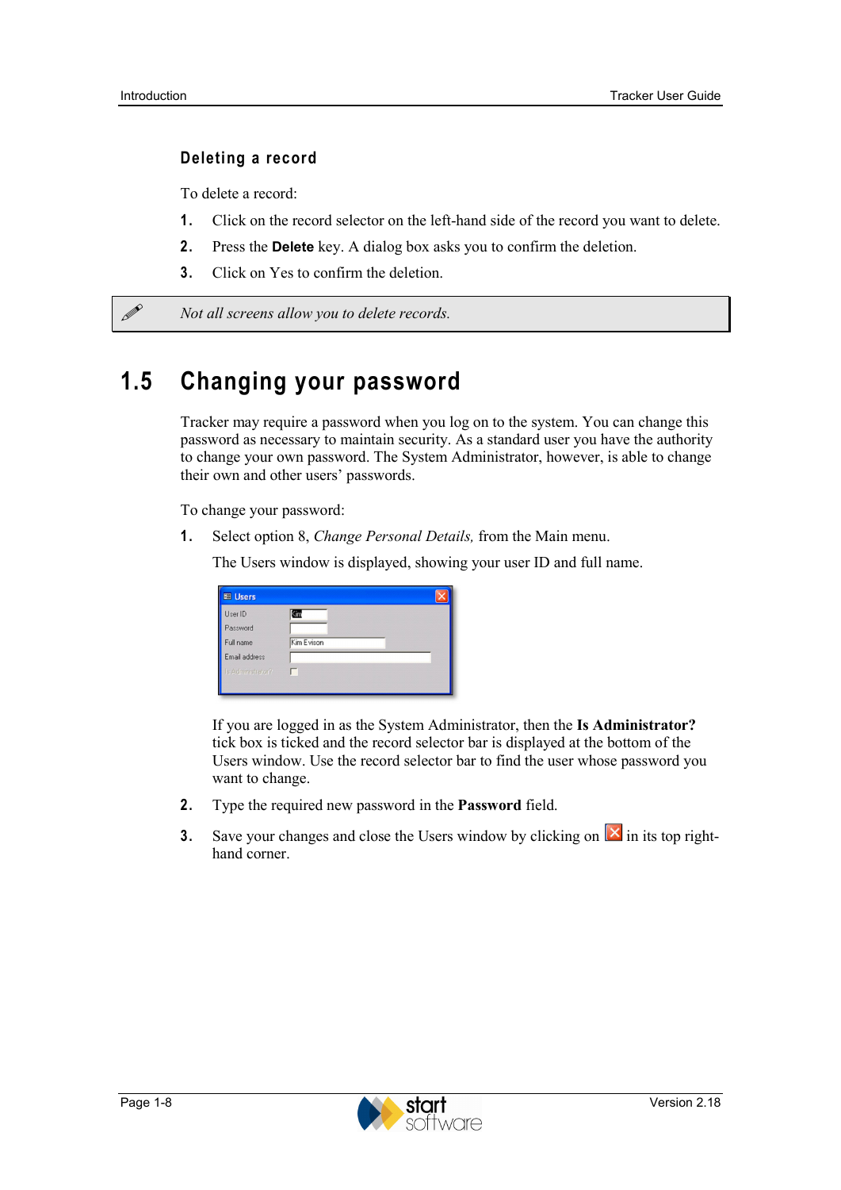### Deleting a record

To delete a record:

1. Click on the record selector on the left-hand side of the record you want to delete.
2. Press the **Delete** key. A dialog box asks you to confirm the deletion.
3. Click on Yes to confirm the deletion.

> *Not all screens allow you to delete records.*

## 1.5 Changing your password

Tracker may require a password when you log on to the system. You can change this password as necessary to maintain security. As a standard user you have the authority to change your own password. The System Administrator, however, is able to change their own and other users' passwords.

To change your password:

1. Select option 8, *Change Personal Details,* from the Main menu.

   The Users window is displayed, showing your user ID and full name.

   If you are logged in as the System Administrator, then the **Is Administrator?** tick box is ticked and the record selector bar is displayed at the bottom of the Users window. Use the record selector bar to find the user whose password you want to change.

2. Type the required new password in the **Password** field.
3. Save your changes and close the Users window by clicking on ☒ in its top right-hand corner.